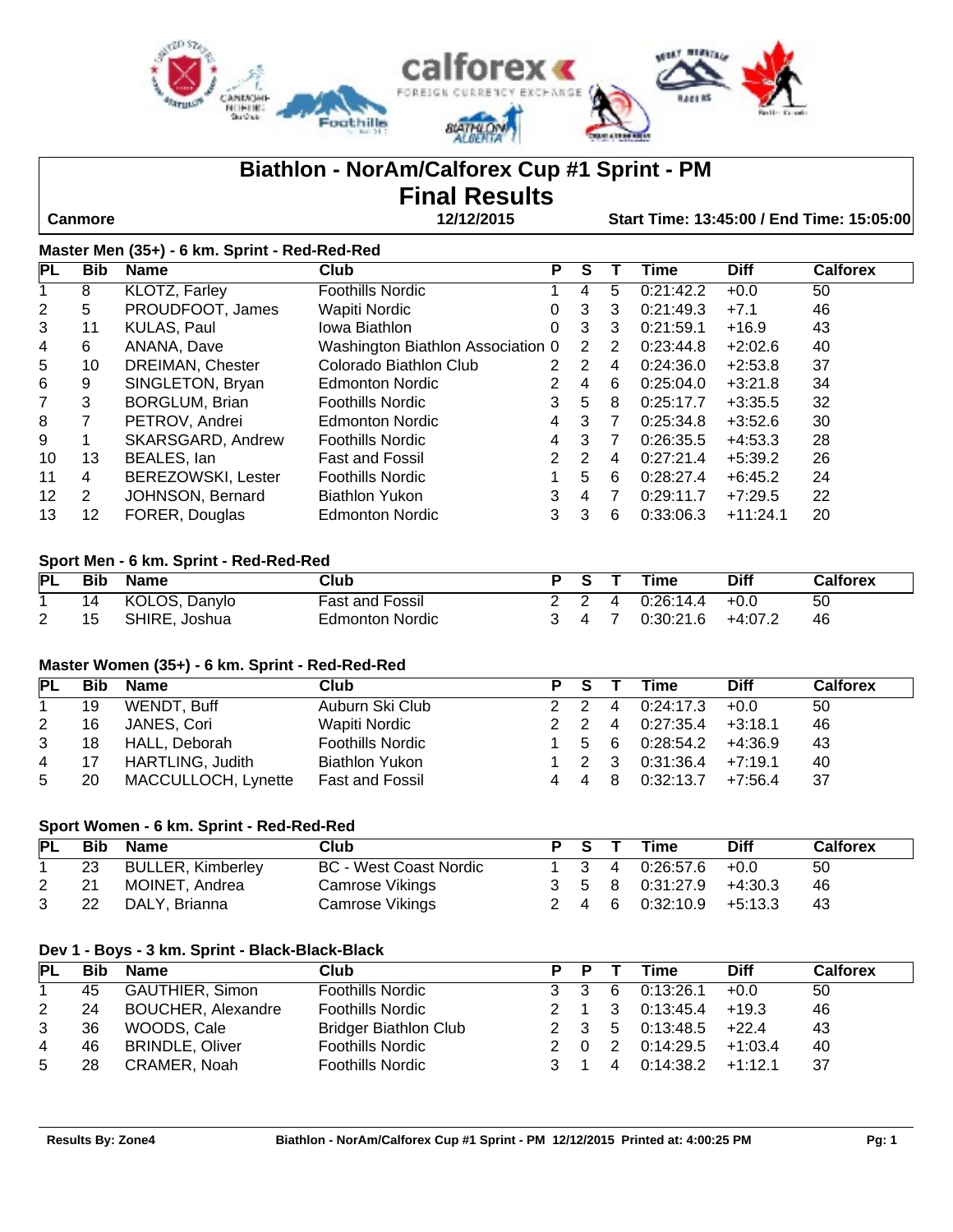# Biathlon - NorAm/Calforex Cup #1 Sprint - PM

## Final Results

**Canmore** | **12/12/2015** | **Start Time: 13:45:00 / End Time: 15:05:00**

### Master Men (35+) - 6 km. Sprint - Red-Red-Red

| PL | Bib | Name | Club | P | S | T | Time | Diff | Calforex |
|---|---|---|---|---|---|---|---|---|---|
| 1 | 8 | KLOTZ, Farley | Foothills Nordic | 1 | 4 | 5 | 0:21:42.2 | +0.0 | 50 |
| 2 | 5 | PROUDFOOT, James | Wapiti Nordic | 0 | 3 | 3 | 0:21:49.3 | +7.1 | 46 |
| 3 | 11 | KULAS, Paul | Iowa Biathlon | 0 | 3 | 3 | 0:21:59.1 | +16.9 | 43 |
| 4 | 6 | ANANA, Dave | Washington Biathlon Association | 0 | 2 | 2 | 0:23:44.8 | +2:02.6 | 40 |
| 5 | 10 | DREIMAN, Chester | Colorado Biathlon Club | 2 | 2 | 4 | 0:24:36.0 | +2:53.8 | 37 |
| 6 | 9 | SINGLETON, Bryan | Edmonton Nordic | 2 | 4 | 6 | 0:25:04.0 | +3:21.8 | 34 |
| 7 | 3 | BORGLUM, Brian | Foothills Nordic | 3 | 5 | 8 | 0:25:17.7 | +3:35.5 | 32 |
| 8 | 7 | PETROV, Andrei | Edmonton Nordic | 4 | 3 | 7 | 0:25:34.8 | +3:52.6 | 30 |
| 9 | 1 | SKARSGARD, Andrew | Foothills Nordic | 4 | 3 | 7 | 0:26:35.5 | +4:53.3 | 28 |
| 10 | 13 | BEALES, Ian | Fast and Fossil | 2 | 2 | 4 | 0:27:21.4 | +5:39.2 | 26 |
| 11 | 4 | BEREZOWSKI, Lester | Foothills Nordic | 1 | 5 | 6 | 0:28:27.4 | +6:45.2 | 24 |
| 12 | 2 | JOHNSON, Bernard | Biathlon Yukon | 3 | 4 | 7 | 0:29:11.7 | +7:29.5 | 22 |
| 13 | 12 | FORER, Douglas | Edmonton Nordic | 3 | 3 | 6 | 0:33:06.3 | +11:24.1 | 20 |

### Sport Men - 6 km. Sprint - Red-Red-Red

| PL | Bib | Name | Club | P | S | T | Time | Diff | Calforex |
|---|---|---|---|---|---|---|---|---|---|
| 1 | 14 | KOLOS, Danylo | Fast and Fossil | 2 | 2 | 4 | 0:26:14.4 | +0.0 | 50 |
| 2 | 15 | SHIRE, Joshua | Edmonton Nordic | 3 | 4 | 7 | 0:30:21.6 | +4:07.2 | 46 |

### Master Women (35+) - 6 km. Sprint - Red-Red-Red

| PL | Bib | Name | Club | P | S | T | Time | Diff | Calforex |
|---|---|---|---|---|---|---|---|---|---|
| 1 | 19 | WENDT, Buff | Auburn Ski Club | 2 | 2 | 4 | 0:24:17.3 | +0.0 | 50 |
| 2 | 16 | JANES, Cori | Wapiti Nordic | 2 | 2 | 4 | 0:27:35.4 | +3:18.1 | 46 |
| 3 | 18 | HALL, Deborah | Foothills Nordic | 1 | 5 | 6 | 0:28:54.2 | +4:36.9 | 43 |
| 4 | 17 | HARTLING, Judith | Biathlon Yukon | 1 | 2 | 3 | 0:31:36.4 | +7:19.1 | 40 |
| 5 | 20 | MACCULLOCH, Lynette | Fast and Fossil | 4 | 4 | 8 | 0:32:13.7 | +7:56.4 | 37 |

### Sport Women - 6 km. Sprint - Red-Red-Red

| PL | Bib | Name | Club | P | S | T | Time | Diff | Calforex |
|---|---|---|---|---|---|---|---|---|---|
| 1 | 23 | BULLER, Kimberley | BC - West Coast Nordic | 1 | 3 | 4 | 0:26:57.6 | +0.0 | 50 |
| 2 | 21 | MOINET, Andrea | Camrose Vikings | 3 | 5 | 8 | 0:31:27.9 | +4:30.3 | 46 |
| 3 | 22 | DALY, Brianna | Camrose Vikings | 2 | 4 | 6 | 0:32:10.9 | +5:13.3 | 43 |

### Dev 1 - Boys - 3 km. Sprint - Black-Black-Black

| PL | Bib | Name | Club | P | P | T | Time | Diff | Calforex |
|---|---|---|---|---|---|---|---|---|---|
| 1 | 45 | GAUTHIER, Simon | Foothills Nordic | 3 | 3 | 6 | 0:13:26.1 | +0.0 | 50 |
| 2 | 24 | BOUCHER, Alexandre | Foothills Nordic | 2 | 1 | 3 | 0:13:45.4 | +19.3 | 46 |
| 3 | 36 | WOODS, Cale | Bridger Biathlon Club | 2 | 3 | 5 | 0:13:48.5 | +22.4 | 43 |
| 4 | 46 | BRINDLE, Oliver | Foothills Nordic | 2 | 0 | 2 | 0:14:29.5 | +1:03.4 | 40 |
| 5 | 28 | CRAMER, Noah | Foothills Nordic | 3 | 1 | 4 | 0:14:38.2 | +1:12.1 | 37 |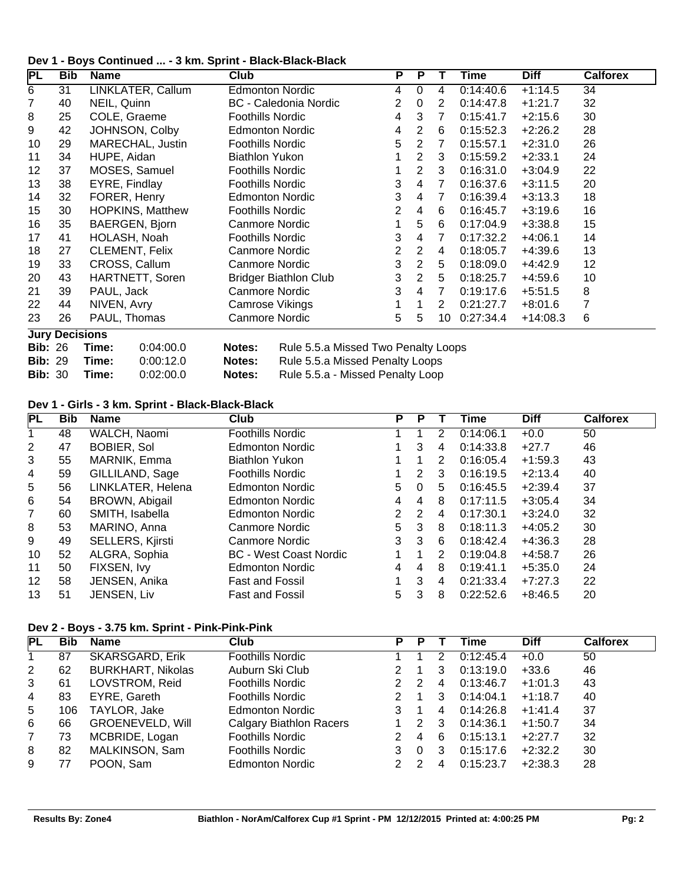### Dev 1 - Boys Continued ... - 3 km. Sprint - Black-Black-Black

| PL | Bib | Name | Club | P | P | T | Time | Diff | Calforex |
|---|---|---|---|---|---|---|---|---|---|
| 6 | 31 | LINKLATER, Callum | Edmonton Nordic | 4 | 0 | 4 | 0:14:40.6 | +1:14.5 | 34 |
| 7 | 40 | NEIL, Quinn | BC - Caledonia Nordic | 2 | 0 | 2 | 0:14:47.8 | +1:21.7 | 32 |
| 8 | 25 | COLE, Graeme | Foothills Nordic | 4 | 3 | 7 | 0:15:41.7 | +2:15.6 | 30 |
| 9 | 42 | JOHNSON, Colby | Edmonton Nordic | 4 | 2 | 6 | 0:15:52.3 | +2:26.2 | 28 |
| 10 | 29 | MARECHAL, Justin | Foothills Nordic | 5 | 2 | 7 | 0:15:57.1 | +2:31.0 | 26 |
| 11 | 34 | HUPE, Aidan | Biathlon Yukon | 1 | 2 | 3 | 0:15:59.2 | +2:33.1 | 24 |
| 12 | 37 | MOSES, Samuel | Foothills Nordic | 1 | 2 | 3 | 0:16:31.0 | +3:04.9 | 22 |
| 13 | 38 | EYRE, Findlay | Foothills Nordic | 3 | 4 | 7 | 0:16:37.6 | +3:11.5 | 20 |
| 14 | 32 | FORER, Henry | Edmonton Nordic | 3 | 4 | 7 | 0:16:39.4 | +3:13.3 | 18 |
| 15 | 30 | HOPKINS, Matthew | Foothills Nordic | 2 | 4 | 6 | 0:16:45.7 | +3:19.6 | 16 |
| 16 | 35 | BAERGEN, Bjorn | Canmore Nordic | 1 | 5 | 6 | 0:17:04.9 | +3:38.8 | 15 |
| 17 | 41 | HOLASH, Noah | Foothills Nordic | 3 | 4 | 7 | 0:17:32.2 | +4:06.1 | 14 |
| 18 | 27 | CLEMENT, Felix | Canmore Nordic | 2 | 2 | 4 | 0:18:05.7 | +4:39.6 | 13 |
| 19 | 33 | CROSS, Callum | Canmore Nordic | 3 | 2 | 5 | 0:18:09.0 | +4:42.9 | 12 |
| 20 | 43 | HARTNETT, Soren | Bridger Biathlon Club | 3 | 2 | 5 | 0:18:25.7 | +4:59.6 | 10 |
| 21 | 39 | PAUL, Jack | Canmore Nordic | 3 | 4 | 7 | 0:19:17.6 | +5:51.5 | 8 |
| 22 | 44 | NIVEN, Avry | Camrose Vikings | 1 | 1 | 2 | 0:21:27.7 | +8:01.6 | 7 |
| 23 | 26 | PAUL, Thomas | Canmore Nordic | 5 | 5 | 10 | 0:27:34.4 | +14:08.3 | 6 |

**Jury Decisions**

| Bib | Time | Notes |
|---|---|---|
| 26 | 0:04:00.0 | Rule 5.5.a Missed Two Penalty Loops |
| 29 | 0:00:12.0 | Rule 5.5.a Missed Penalty Loops |
| 30 | 0:02:00.0 | Rule 5.5.a - Missed Penalty Loop |

### Dev 1 - Girls - 3 km. Sprint - Black-Black-Black

| PL | Bib | Name | Club | P | P | T | Time | Diff | Calforex |
|---|---|---|---|---|---|---|---|---|---|
| 1 | 48 | WALCH, Naomi | Foothills Nordic | 1 | 1 | 2 | 0:14:06.1 | +0.0 | 50 |
| 2 | 47 | BOBIER, Sol | Edmonton Nordic | 1 | 3 | 4 | 0:14:33.8 | +27.7 | 46 |
| 3 | 55 | MARNIK, Emma | Biathlon Yukon | 1 | 1 | 2 | 0:16:05.4 | +1:59.3 | 43 |
| 4 | 59 | GILLILAND, Sage | Foothills Nordic | 1 | 2 | 3 | 0:16:19.5 | +2:13.4 | 40 |
| 5 | 56 | LINKLATER, Helena | Edmonton Nordic | 5 | 0 | 5 | 0:16:45.5 | +2:39.4 | 37 |
| 6 | 54 | BROWN, Abigail | Edmonton Nordic | 4 | 4 | 8 | 0:17:11.5 | +3:05.4 | 34 |
| 7 | 60 | SMITH, Isabella | Edmonton Nordic | 2 | 2 | 4 | 0:17:30.1 | +3:24.0 | 32 |
| 8 | 53 | MARINO, Anna | Canmore Nordic | 5 | 3 | 8 | 0:18:11.3 | +4:05.2 | 30 |
| 9 | 49 | SELLERS, Kjirsti | Canmore Nordic | 3 | 3 | 6 | 0:18:42.4 | +4:36.3 | 28 |
| 10 | 52 | ALGRA, Sophia | BC - West Coast Nordic | 1 | 1 | 2 | 0:19:04.8 | +4:58.7 | 26 |
| 11 | 50 | FIXSEN, Ivy | Edmonton Nordic | 4 | 4 | 8 | 0:19:41.1 | +5:35.0 | 24 |
| 12 | 58 | JENSEN, Anika | Fast and Fossil | 1 | 3 | 4 | 0:21:33.4 | +7:27.3 | 22 |
| 13 | 51 | JENSEN, Liv | Fast and Fossil | 5 | 3 | 8 | 0:22:52.6 | +8:46.5 | 20 |

### Dev 2 - Boys - 3.75 km. Sprint - Pink-Pink-Pink

| PL | Bib | Name | Club | P | P | T | Time | Diff | Calforex |
|---|---|---|---|---|---|---|---|---|---|
| 1 | 87 | SKARSGARD, Erik | Foothills Nordic | 1 | 1 | 2 | 0:12:45.4 | +0.0 | 50 |
| 2 | 62 | BURKHART, Nikolas | Auburn Ski Club | 2 | 1 | 3 | 0:13:19.0 | +33.6 | 46 |
| 3 | 61 | LOVSTROM, Reid | Foothills Nordic | 2 | 2 | 4 | 0:13:46.7 | +1:01.3 | 43 |
| 4 | 83 | EYRE, Gareth | Foothills Nordic | 2 | 1 | 3 | 0:14:04.1 | +1:18.7 | 40 |
| 5 | 106 | TAYLOR, Jake | Edmonton Nordic | 3 | 1 | 4 | 0:14:26.8 | +1:41.4 | 37 |
| 6 | 66 | GROENEVELD, Will | Calgary Biathlon Racers | 1 | 2 | 3 | 0:14:36.1 | +1:50.7 | 34 |
| 7 | 73 | MCBRIDE, Logan | Foothills Nordic | 2 | 4 | 6 | 0:15:13.1 | +2:27.7 | 32 |
| 8 | 82 | MALKINSON, Sam | Foothills Nordic | 3 | 0 | 3 | 0:15:17.6 | +2:32.2 | 30 |
| 9 | 77 | POON, Sam | Edmonton Nordic | 2 | 2 | 4 | 0:15:23.7 | +2:38.3 | 28 |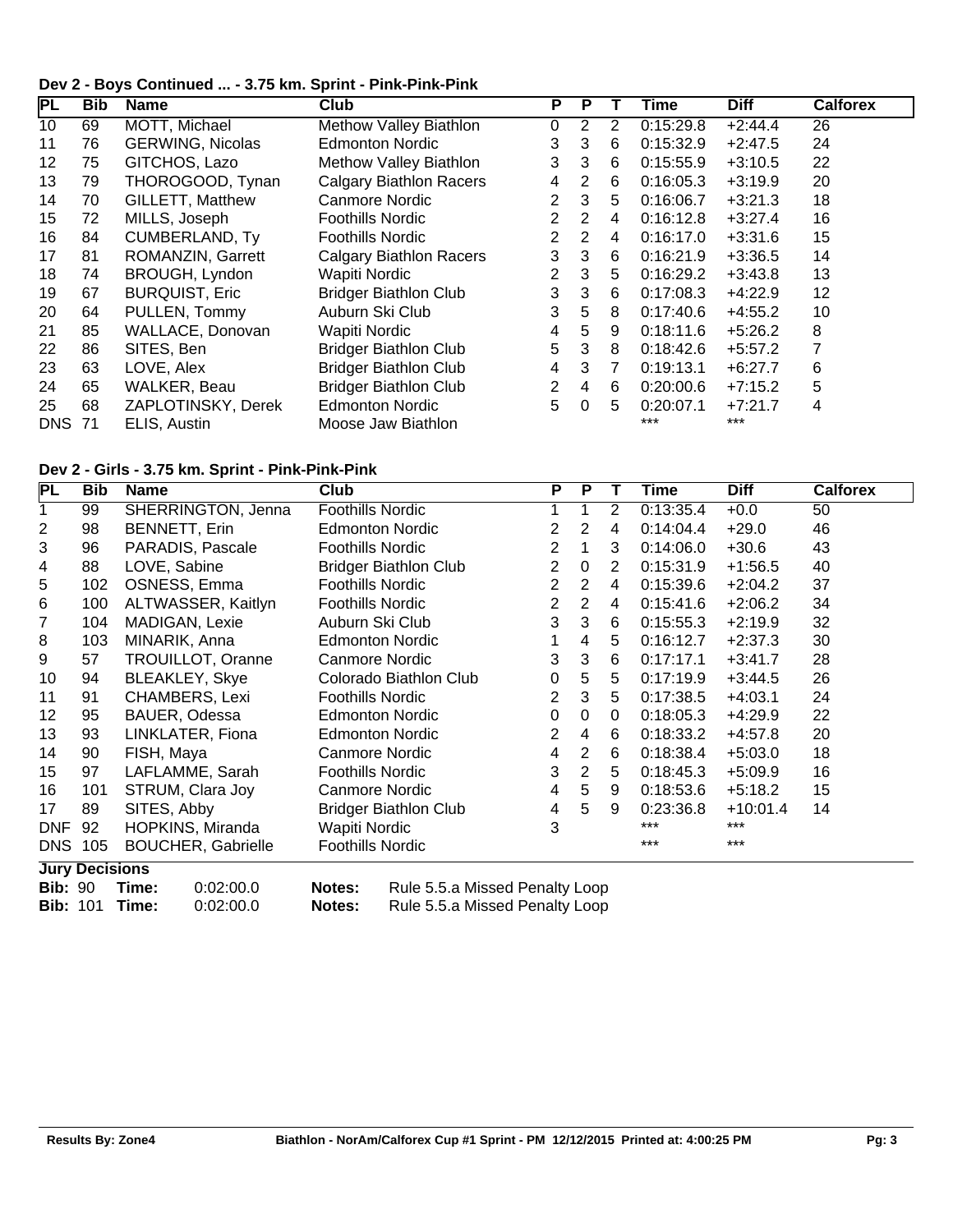**Dev 2 - Boys Continued ... - 3.75 km. Sprint - Pink-Pink-Pink**

| PL | Bib | Name | Club | P | P | T | Time | Diff | Calforex |
|---|---|---|---|---|---|---|---|---|---|
| 10 | 69 | MOTT, Michael | Methow Valley Biathlon | 0 | 2 | 2 | 0:15:29.8 | +2:44.4 | 26 |
| 11 | 76 | GERWING, Nicolas | Edmonton Nordic | 3 | 3 | 6 | 0:15:32.9 | +2:47.5 | 24 |
| 12 | 75 | GITCHOS, Lazo | Methow Valley Biathlon | 3 | 3 | 6 | 0:15:55.9 | +3:10.5 | 22 |
| 13 | 79 | THOROGOOD, Tynan | Calgary Biathlon Racers | 4 | 2 | 6 | 0:16:05.3 | +3:19.9 | 20 |
| 14 | 70 | GILLETT, Matthew | Canmore Nordic | 2 | 3 | 5 | 0:16:06.7 | +3:21.3 | 18 |
| 15 | 72 | MILLS, Joseph | Foothills Nordic | 2 | 2 | 4 | 0:16:12.8 | +3:27.4 | 16 |
| 16 | 84 | CUMBERLAND, Ty | Foothills Nordic | 2 | 2 | 4 | 0:16:17.0 | +3:31.6 | 15 |
| 17 | 81 | ROMANZIN, Garrett | Calgary Biathlon Racers | 3 | 3 | 6 | 0:16:21.9 | +3:36.5 | 14 |
| 18 | 74 | BROUGH, Lyndon | Wapiti Nordic | 2 | 3 | 5 | 0:16:29.2 | +3:43.8 | 13 |
| 19 | 67 | BURQUIST, Eric | Bridger Biathlon Club | 3 | 3 | 6 | 0:17:08.3 | +4:22.9 | 12 |
| 20 | 64 | PULLEN, Tommy | Auburn Ski Club | 3 | 5 | 8 | 0:17:40.6 | +4:55.2 | 10 |
| 21 | 85 | WALLACE, Donovan | Wapiti Nordic | 4 | 5 | 9 | 0:18:11.6 | +5:26.2 | 8 |
| 22 | 86 | SITES, Ben | Bridger Biathlon Club | 5 | 3 | 8 | 0:18:42.6 | +5:57.2 | 7 |
| 23 | 63 | LOVE, Alex | Bridger Biathlon Club | 4 | 3 | 7 | 0:19:13.1 | +6:27.7 | 6 |
| 24 | 65 | WALKER, Beau | Bridger Biathlon Club | 2 | 4 | 6 | 0:20:00.6 | +7:15.2 | 5 |
| 25 | 68 | ZAPLOTINSKY, Derek | Edmonton Nordic | 5 | 0 | 5 | 0:20:07.1 | +7:21.7 | 4 |
| DNS | 71 | ELIS, Austin | Moose Jaw Biathlon | | | | *** | *** | |

**Dev 2 - Girls - 3.75 km. Sprint - Pink-Pink-Pink**

| PL | Bib | Name | Club | P | P | T | Time | Diff | Calforex |
|---|---|---|---|---|---|---|---|---|---|
| 1 | 99 | SHERRINGTON, Jenna | Foothills Nordic | 1 | 1 | 2 | 0:13:35.4 | +0.0 | 50 |
| 2 | 98 | BENNETT, Erin | Edmonton Nordic | 2 | 2 | 4 | 0:14:04.4 | +29.0 | 46 |
| 3 | 96 | PARADIS, Pascale | Foothills Nordic | 2 | 1 | 3 | 0:14:06.0 | +30.6 | 43 |
| 4 | 88 | LOVE, Sabine | Bridger Biathlon Club | 2 | 0 | 2 | 0:15:31.9 | +1:56.5 | 40 |
| 5 | 102 | OSNESS, Emma | Foothills Nordic | 2 | 2 | 4 | 0:15:39.6 | +2:04.2 | 37 |
| 6 | 100 | ALTWASSER, Kaitlyn | Foothills Nordic | 2 | 2 | 4 | 0:15:41.6 | +2:06.2 | 34 |
| 7 | 104 | MADIGAN, Lexie | Auburn Ski Club | 3 | 3 | 6 | 0:15:55.3 | +2:19.9 | 32 |
| 8 | 103 | MINARIK, Anna | Edmonton Nordic | 1 | 4 | 5 | 0:16:12.7 | +2:37.3 | 30 |
| 9 | 57 | TROUILLOT, Oranne | Canmore Nordic | 3 | 3 | 6 | 0:17:17.1 | +3:41.7 | 28 |
| 10 | 94 | BLEAKLEY, Skye | Colorado Biathlon Club | 0 | 5 | 5 | 0:17:19.9 | +3:44.5 | 26 |
| 11 | 91 | CHAMBERS, Lexi | Foothills Nordic | 2 | 3 | 5 | 0:17:38.5 | +4:03.1 | 24 |
| 12 | 95 | BAUER, Odessa | Edmonton Nordic | 0 | 0 | 0 | 0:18:05.3 | +4:29.9 | 22 |
| 13 | 93 | LINKLATER, Fiona | Edmonton Nordic | 2 | 4 | 6 | 0:18:33.2 | +4:57.8 | 20 |
| 14 | 90 | FISH, Maya | Canmore Nordic | 4 | 2 | 6 | 0:18:38.4 | +5:03.0 | 18 |
| 15 | 97 | LAFLAMME, Sarah | Foothills Nordic | 3 | 2 | 5 | 0:18:45.3 | +5:09.9 | 16 |
| 16 | 101 | STRUM, Clara Joy | Canmore Nordic | 4 | 5 | 9 | 0:18:53.6 | +5:18.2 | 15 |
| 17 | 89 | SITES, Abby | Bridger Biathlon Club | 4 | 5 | 9 | 0:23:36.8 | +10:01.4 | 14 |
| DNF | 92 | HOPKINS, Miranda | Wapiti Nordic | 3 | | | *** | *** | |
| DNS | 105 | BOUCHER, Gabrielle | Foothills Nordic | | | | *** | *** | |

**Jury Decisions**

**Bib:** 90 **Time:** 0:02:00.0 **Notes:** Rule 5.5.a Missed Penalty Loop

**Bib:** 101 **Time:** 0:02:00.0 **Notes:** Rule 5.5.a Missed Penalty Loop